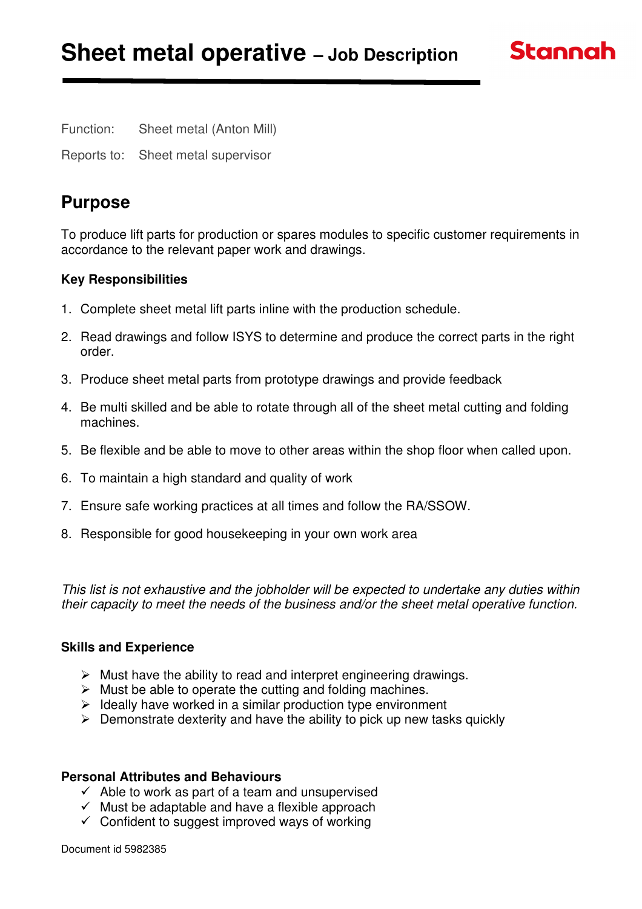# Sheet metal operative – Job Description

Stannah

Function: Sheet metal (Anton Mill)

Reports to: Sheet metal supervisor

## Purpose

To produce lift parts for production or spares modules to specific customer requirements in accordance to the relevant paper work and drawings.

### Key Responsibilities

1. Complete sheet metal lift parts inline with the production schedule.
2. Read drawings and follow ISYS to determine and produce the correct parts in the right order.
3. Produce sheet metal parts from prototype drawings and provide feedback
4. Be multi skilled and be able to rotate through all of the sheet metal cutting and folding machines.
5. Be flexible and be able to move to other areas within the shop floor when called upon.
6. To maintain a high standard and quality of work
7. Ensure safe working practices at all times and follow the RA/SSOW.
8. Responsible for good housekeeping in your own work area

*This list is not exhaustive and the jobholder will be expected to undertake any duties within their capacity to meet the needs of the business and/or the sheet metal operative function.*

### Skills and Experience

- Must have the ability to read and interpret engineering drawings.
- Must be able to operate the cutting and folding machines.
- Ideally have worked in a similar production type environment
- Demonstrate dexterity and have the ability to pick up new tasks quickly

### Personal Attributes and Behaviours

- ✓ Able to work as part of a team and unsupervised
- ✓ Must be adaptable and have a flexible approach
- ✓ Confident to suggest improved ways of working

Document id 5982385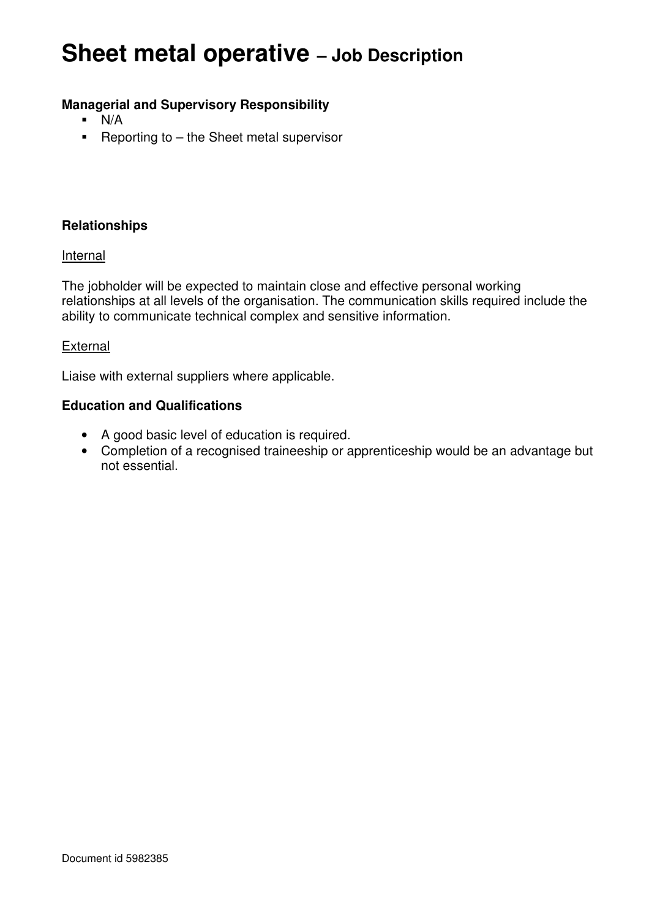# Sheet metal operative – Job Description

**Managerial and Supervisory Responsibility**

- N/A
- Reporting to – the Sheet metal supervisor

**Relationships**

Internal

The jobholder will be expected to maintain close and effective personal working relationships at all levels of the organisation. The communication skills required include the ability to communicate technical complex and sensitive information.

External

Liaise with external suppliers where applicable.

**Education and Qualifications**

- A good basic level of education is required.
- Completion of a recognised traineeship or apprenticeship would be an advantage but not essential.

Document id 5982385